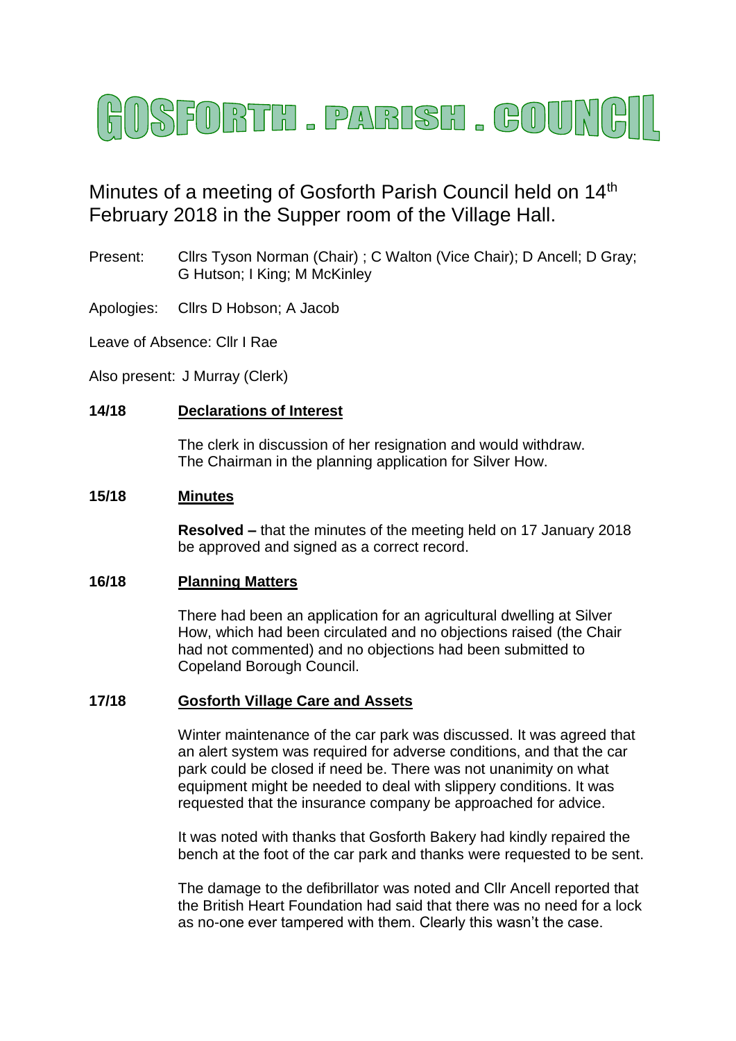# GOSFORTH . PARISH . COUNCIL

Minutes of a meeting of Gosforth Parish Council held on 14th February 2018 in the Supper room of the Village Hall.

Present: Cllrs Tyson Norman (Chair) ; C Walton (Vice Chair); D Ancell; D Gray; G Hutson; I King; M McKinley

Apologies: Cllrs D Hobson; A Jacob

Leave of Absence: Cllr I Rae

Also present: J Murray (Clerk)

**14/18 Declarations of Interest**

The clerk in discussion of her resignation and would withdraw.
The Chairman in the planning application for Silver How.

**15/18 Minutes**

**Resolved –** that the minutes of the meeting held on 17 January 2018 be approved and signed as a correct record.

**16/18 Planning Matters**

There had been an application for an agricultural dwelling at Silver How, which had been circulated and no objections raised (the Chair had not commented) and no objections had been submitted to Copeland Borough Council.

**17/18 Gosforth Village Care and Assets**

Winter maintenance of the car park was discussed. It was agreed that an alert system was required for adverse conditions, and that the car park could be closed if need be. There was not unanimity on what equipment might be needed to deal with slippery conditions. It was requested that the insurance company be approached for advice.

It was noted with thanks that Gosforth Bakery had kindly repaired the bench at the foot of the car park and thanks were requested to be sent.

The damage to the defibrillator was noted and Cllr Ancell reported that the British Heart Foundation had said that there was no need for a lock as no-one ever tampered with them. Clearly this wasn't the case.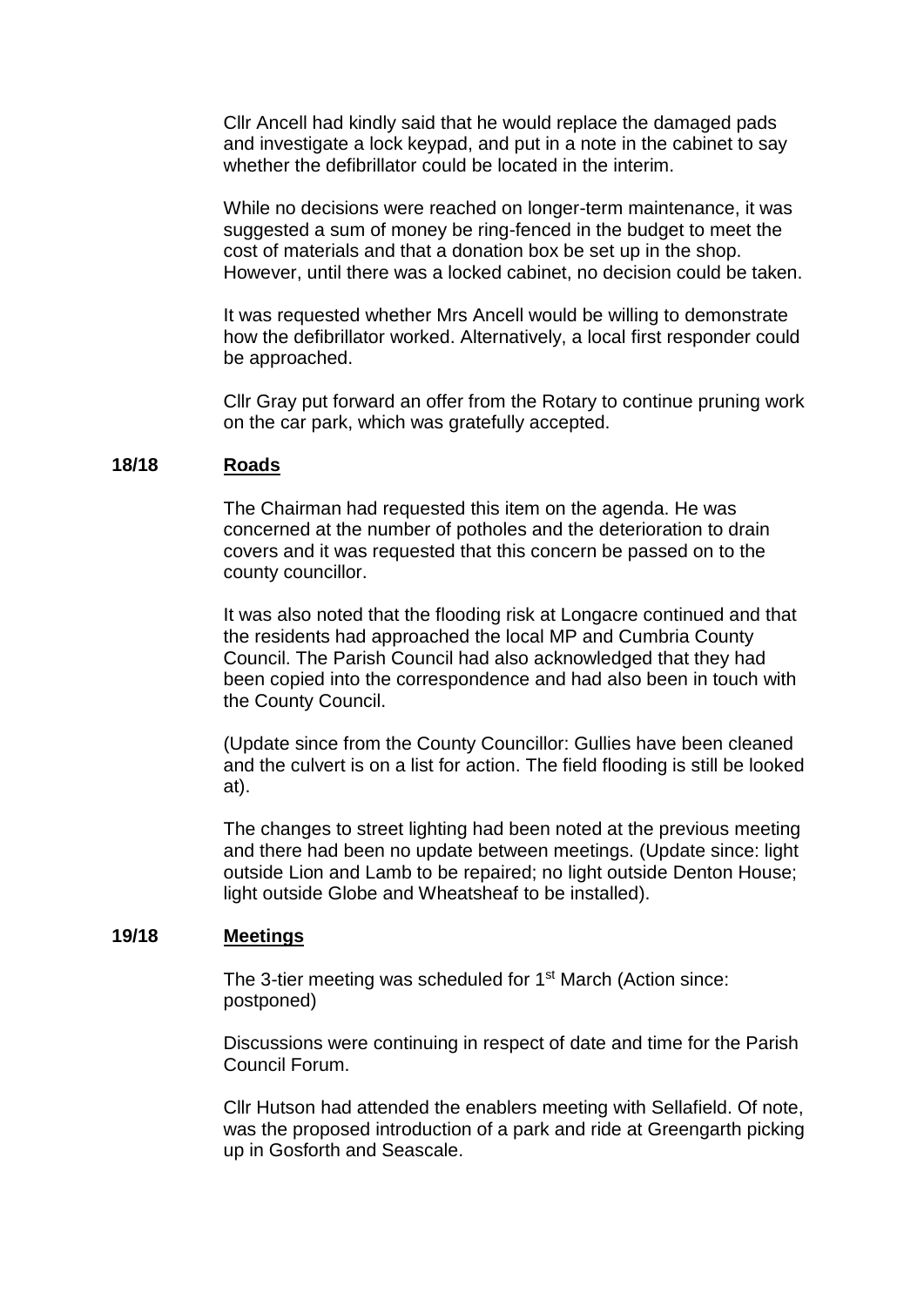Cllr Ancell had kindly said that he would replace the damaged pads and investigate a lock keypad, and put in a note in the cabinet to say whether the defibrillator could be located in the interim.

While no decisions were reached on longer-term maintenance, it was suggested a sum of money be ring-fenced in the budget to meet the cost of materials and that a donation box be set up in the shop. However, until there was a locked cabinet, no decision could be taken.

It was requested whether Mrs Ancell would be willing to demonstrate how the defibrillator worked. Alternatively, a local first responder could be approached.

Cllr Gray put forward an offer from the Rotary to continue pruning work on the car park, which was gratefully accepted.

**18/18 Roads**

The Chairman had requested this item on the agenda. He was concerned at the number of potholes and the deterioration to drain covers and it was requested that this concern be passed on to the county councillor.

It was also noted that the flooding risk at Longacre continued and that the residents had approached the local MP and Cumbria County Council. The Parish Council had also acknowledged that they had been copied into the correspondence and had also been in touch with the County Council.

(Update since from the County Councillor: Gullies have been cleaned and the culvert is on a list for action. The field flooding is still be looked at).

The changes to street lighting had been noted at the previous meeting and there had been no update between meetings. (Update since: light outside Lion and Lamb to be repaired; no light outside Denton House; light outside Globe and Wheatsheaf to be installed).

**19/18 Meetings**

The 3-tier meeting was scheduled for 1st March (Action since: postponed)

Discussions were continuing in respect of date and time for the Parish Council Forum.

Cllr Hutson had attended the enablers meeting with Sellafield. Of note, was the proposed introduction of a park and ride at Greengarth picking up in Gosforth and Seascale.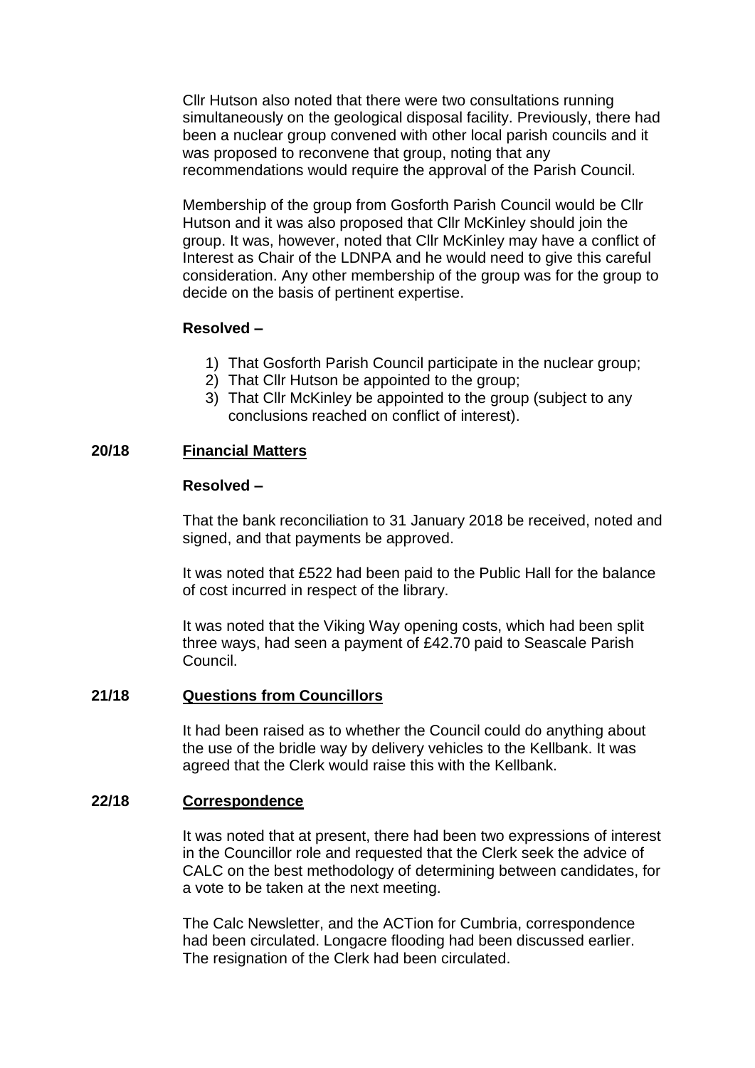Cllr Hutson also noted that there were two consultations running simultaneously on the geological disposal facility. Previously, there had been a nuclear group convened with other local parish councils and it was proposed to reconvene that group, noting that any recommendations would require the approval of the Parish Council.

Membership of the group from Gosforth Parish Council would be Cllr Hutson and it was also proposed that Cllr McKinley should join the group. It was, however, noted that Cllr McKinley may have a conflict of Interest as Chair of the LDNPA and he would need to give this careful consideration. Any other membership of the group was for the group to decide on the basis of pertinent expertise.

**Resolved –**

1) That Gosforth Parish Council participate in the nuclear group;
2) That Cllr Hutson be appointed to the group;
3) That Cllr McKinley be appointed to the group (subject to any conclusions reached on conflict of interest).

## 20/18 Financial Matters

**Resolved –**

That the bank reconciliation to 31 January 2018 be received, noted and signed, and that payments be approved.

It was noted that £522 had been paid to the Public Hall for the balance of cost incurred in respect of the library.

It was noted that the Viking Way opening costs, which had been split three ways, had seen a payment of £42.70 paid to Seascale Parish Council.

## 21/18 Questions from Councillors

It had been raised as to whether the Council could do anything about the use of the bridle way by delivery vehicles to the Kellbank. It was agreed that the Clerk would raise this with the Kellbank.

## 22/18 Correspondence

It was noted that at present, there had been two expressions of interest in the Councillor role and requested that the Clerk seek the advice of CALC on the best methodology of determining between candidates, for a vote to be taken at the next meeting.

The Calc Newsletter, and the ACTion for Cumbria, correspondence had been circulated. Longacre flooding had been discussed earlier. The resignation of the Clerk had been circulated.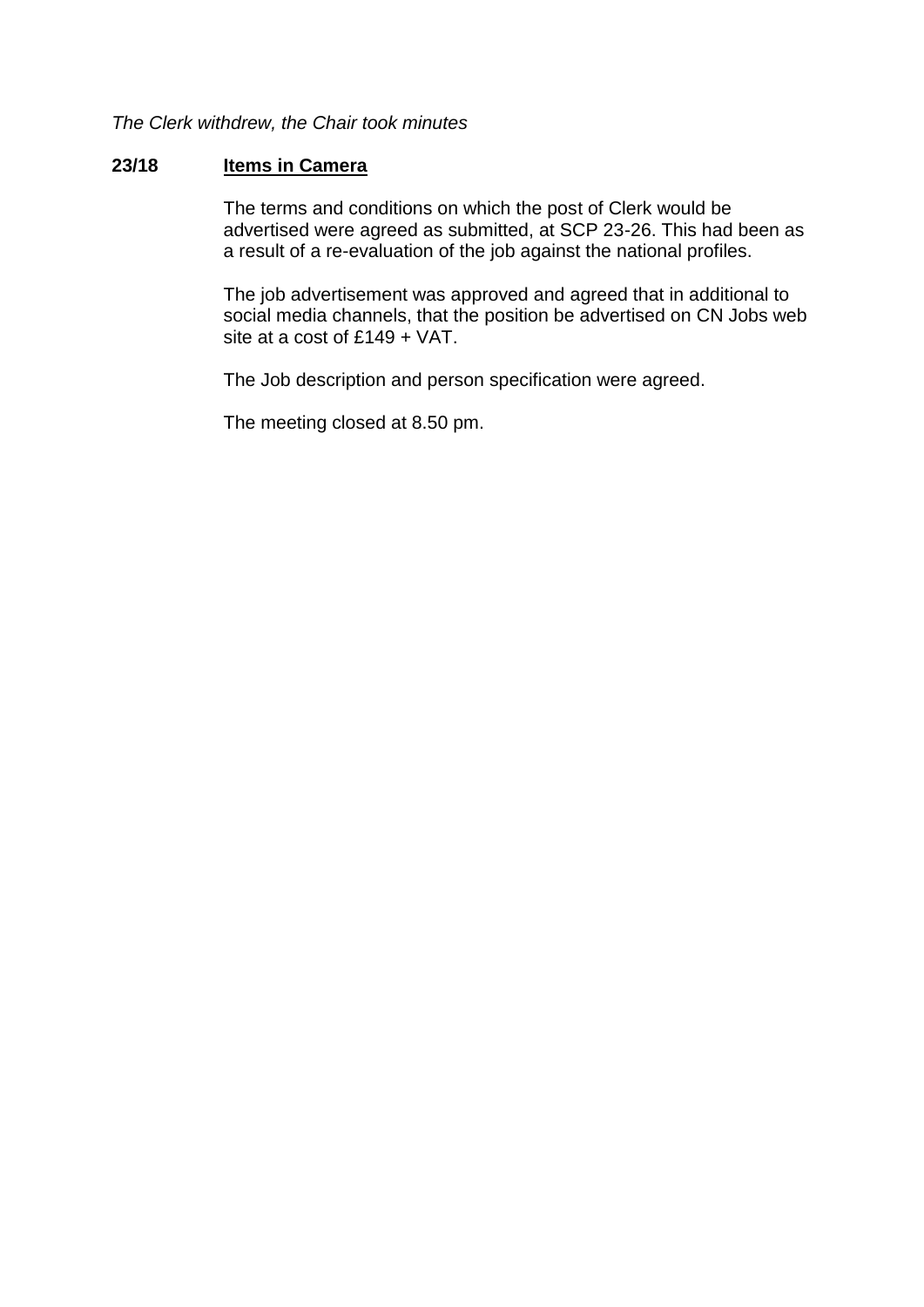*The Clerk withdrew, the Chair took minutes*

**23/18** **Items in Camera**

The terms and conditions on which the post of Clerk would be advertised were agreed as submitted, at SCP 23-26. This had been as a result of a re-evaluation of the job against the national profiles.

The job advertisement was approved and agreed that in additional to social media channels, that the position be advertised on CN Jobs web site at a cost of £149 + VAT.

The Job description and person specification were agreed.

The meeting closed at 8.50 pm.